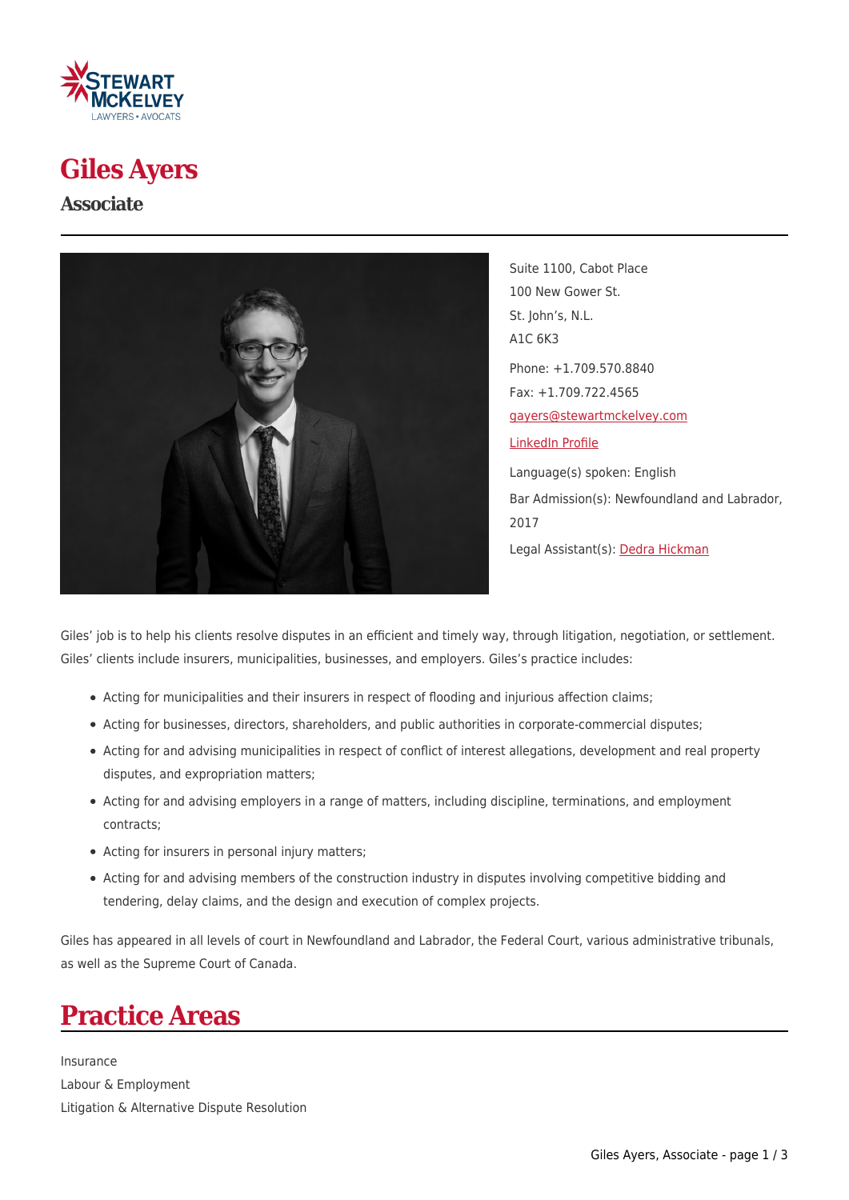# Giles Ayers

## Associate

Suite 1100, Cabot Place
100 New Gower St.
St. John's, N.L.
A1C 6K3

Phone: +1.709.570.8840
Fax: +1.709.722.4565
gayers@stewartmckelvey.com

LinkedIn Profile

Language(s) spoken: English

Bar Admission(s): Newfoundland and Labrador, 2017

Legal Assistant(s): Dedra Hickman

Giles' job is to help his clients resolve disputes in an efficient and timely way, through litigation, negotiation, or settlement. Giles' clients include insurers, municipalities, businesses, and employers. Giles's practice includes:

- Acting for municipalities and their insurers in respect of flooding and injurious affection claims;
- Acting for businesses, directors, shareholders, and public authorities in corporate-commercial disputes;
- Acting for and advising municipalities in respect of conflict of interest allegations, development and real property disputes, and expropriation matters;
- Acting for and advising employers in a range of matters, including discipline, terminations, and employment contracts;
- Acting for insurers in personal injury matters;
- Acting for and advising members of the construction industry in disputes involving competitive bidding and tendering, delay claims, and the design and execution of complex projects.

Giles has appeared in all levels of court in Newfoundland and Labrador, the Federal Court, various administrative tribunals, as well as the Supreme Court of Canada.

# Practice Areas

Insurance
Labour & Employment
Litigation & Alternative Dispute Resolution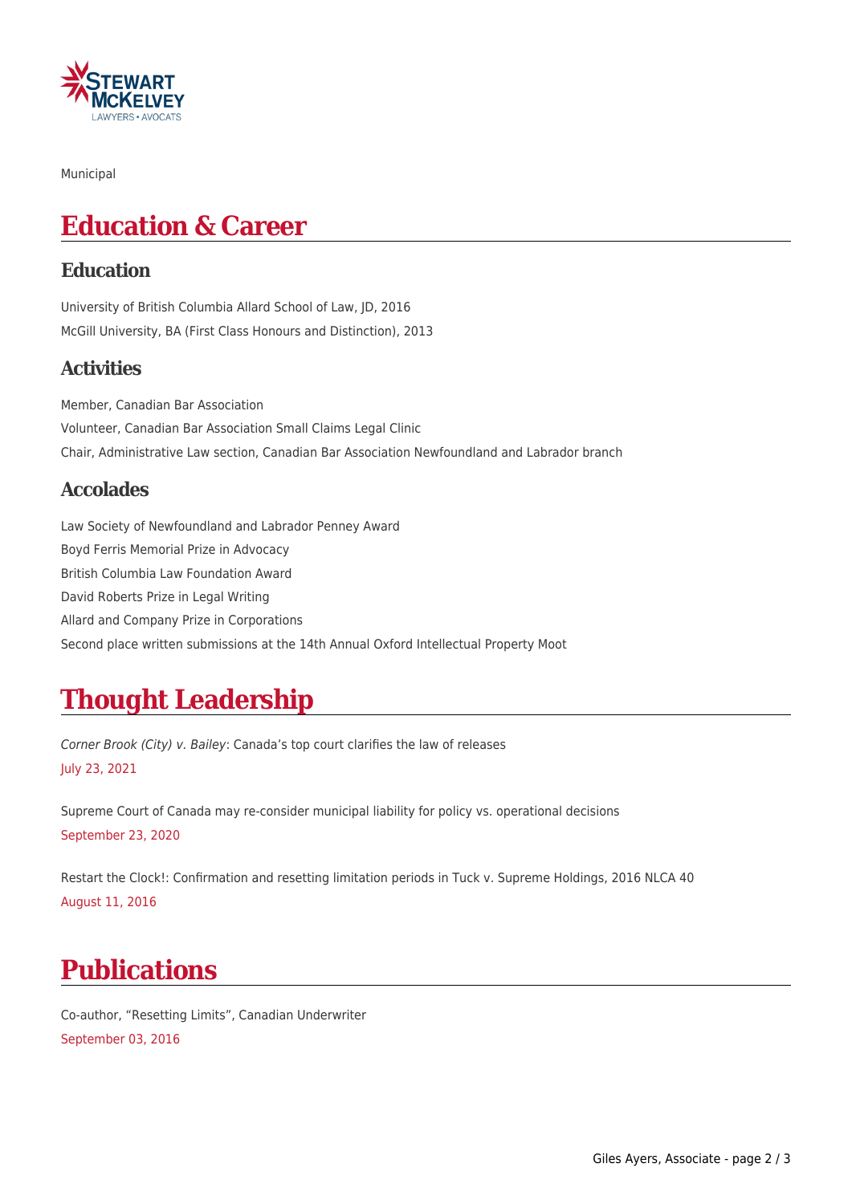Municipal

# Education & Career

## Education

University of British Columbia Allard School of Law, JD, 2016

McGill University, BA (First Class Honours and Distinction), 2013

## Activities

Member, Canadian Bar Association

Volunteer, Canadian Bar Association Small Claims Legal Clinic

Chair, Administrative Law section, Canadian Bar Association Newfoundland and Labrador branch

## Accolades

Law Society of Newfoundland and Labrador Penney Award

Boyd Ferris Memorial Prize in Advocacy

British Columbia Law Foundation Award

David Roberts Prize in Legal Writing

Allard and Company Prize in Corporations

Second place written submissions at the 14th Annual Oxford Intellectual Property Moot

# Thought Leadership

*Corner Brook (City) v. Bailey*: Canada's top court clarifies the law of releases

July 23, 2021

Supreme Court of Canada may re-consider municipal liability for policy vs. operational decisions

September 23, 2020

Restart the Clock!: Confirmation and resetting limitation periods in Tuck v. Supreme Holdings, 2016 NLCA 40

August 11, 2016

# Publications

Co-author, "Resetting Limits", Canadian Underwriter

September 03, 2016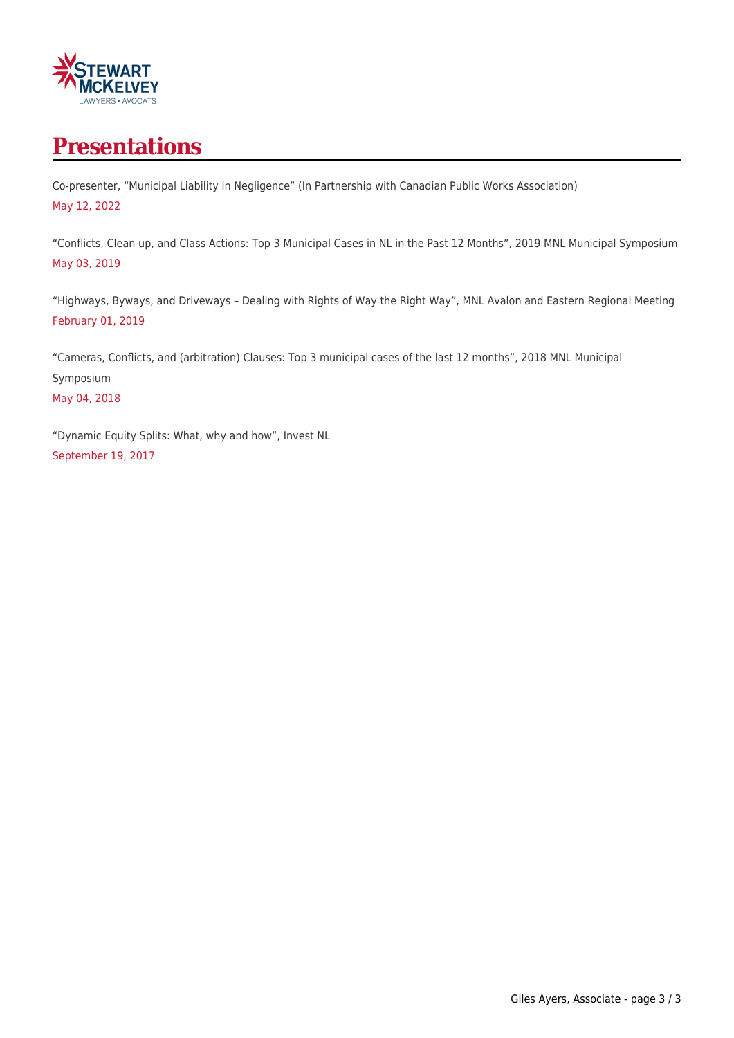# Presentations

Co-presenter, “Municipal Liability in Negligence” (In Partnership with Canadian Public Works Association)
May 12, 2022

“Conflicts, Clean up, and Class Actions: Top 3 Municipal Cases in NL in the Past 12 Months”, 2019 MNL Municipal Symposium
May 03, 2019

“Highways, Byways, and Driveways – Dealing with Rights of Way the Right Way”, MNL Avalon and Eastern Regional Meeting
February 01, 2019

“Cameras, Conflicts, and (arbitration) Clauses: Top 3 municipal cases of the last 12 months”, 2018 MNL Municipal Symposium
May 04, 2018

“Dynamic Equity Splits: What, why and how”, Invest NL
September 19, 2017